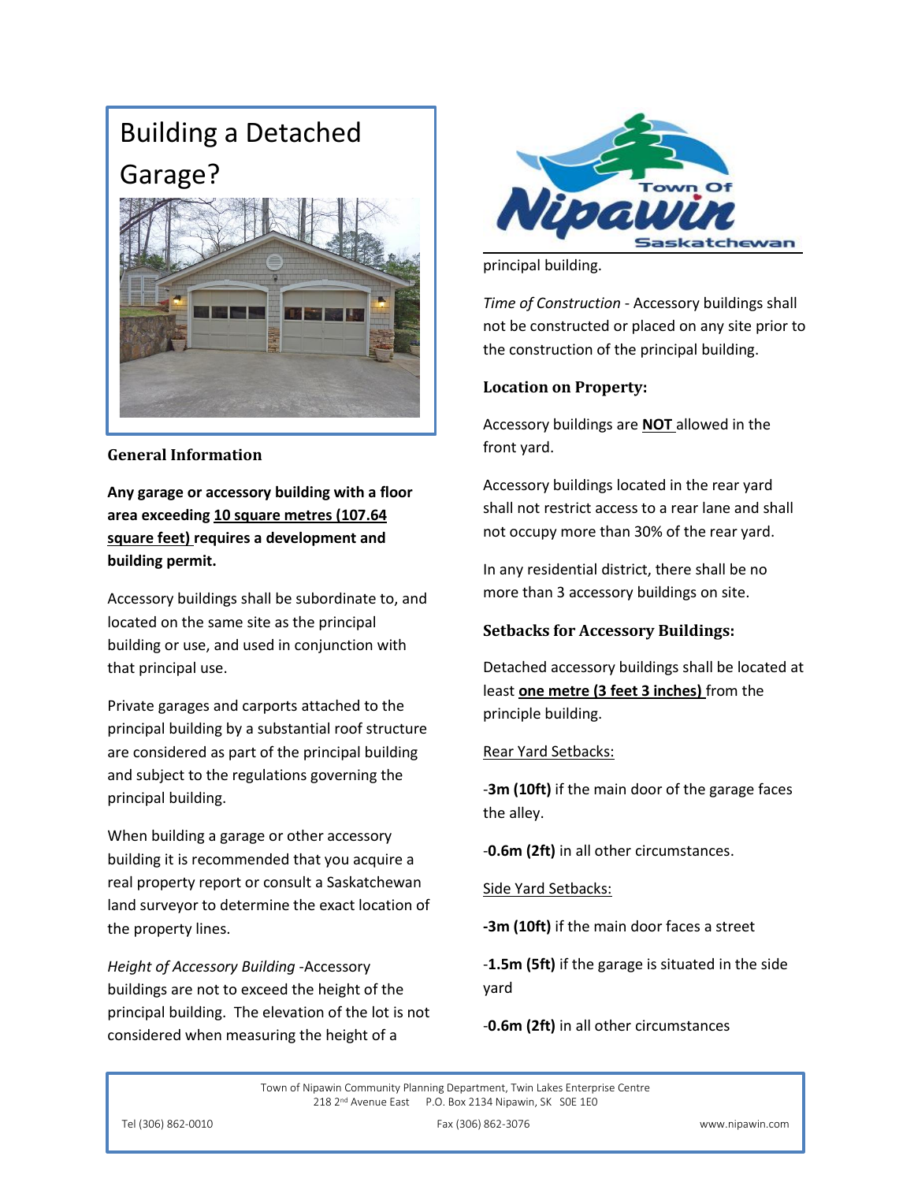# Building a Detached Garage?

### General Information

**Any garage or accessory building with a floor area exceeding <u>10 square metres (107.64 square feet)</u> requires a development and building permit.**

Accessory buildings shall be subordinate to, and located on the same site as the principal building or use, and used in conjunction with that principal use.

Private garages and carports attached to the principal building by a substantial roof structure are considered as part of the principal building and subject to the regulations governing the principal building.

When building a garage or other accessory building it is recommended that you acquire a real property report or consult a Saskatchewan land surveyor to determine the exact location of the property lines.

*Height of Accessory Building* -Accessory buildings are not to exceed the height of the principal building. The elevation of the lot is not considered when measuring the height of a principal building.

*Time of Construction* - Accessory buildings shall not be constructed or placed on any site prior to the construction of the principal building.

### Location on Property:

Accessory buildings are **<u>NOT</u>** allowed in the front yard.

Accessory buildings located in the rear yard shall not restrict access to a rear lane and shall not occupy more than 30% of the rear yard.

In any residential district, there shall be no more than 3 accessory buildings on site.

### Setbacks for Accessory Buildings:

Detached accessory buildings shall be located at least **<u>one metre (3 feet 3 inches)</u>** from the principle building.

<u>Rear Yard Setbacks:</u>

-**3m (10ft)** if the main door of the garage faces the alley.

-**0.6m (2ft)** in all other circumstances.

<u>Side Yard Setbacks:</u>

**-3m (10ft)** if the main door faces a street

-**1.5m (5ft)** if the garage is situated in the side yard

-**0.6m (2ft)** in all other circumstances

Town of Nipawin Community Planning Department, Twin Lakes Enterprise Centre
218 2nd Avenue East P.O. Box 2134 Nipawin, SK S0E 1E0

Tel (306) 862-0010 Fax (306) 862-3076 www.nipawin.com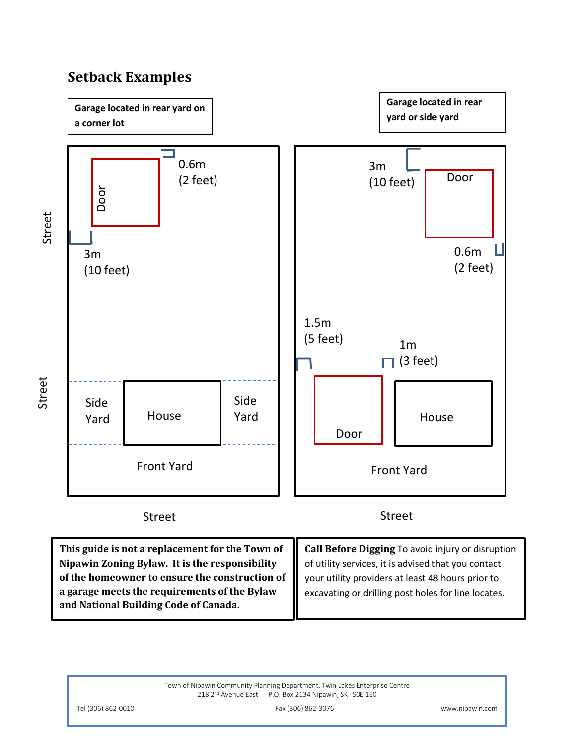## Setback Examples

**Garage located in rear yard on a corner lot**

Street

Door

0.6m
(2 feet)

3m
(10 feet)

Street

Side Yard

House

Side Yard

Front Yard

Street

**Garage located in rear yard or side yard**

3m
(10 feet)

Door

0.6m
(2 feet)

1.5m
(5 feet)

1m
(3 feet)

Door

House

Front Yard

Street

**This guide is not a replacement for the Town of Nipawin Zoning Bylaw. It is the responsibility of the homeowner to ensure the construction of a garage meets the requirements of the Bylaw and National Building Code of Canada.**

**Call Before Digging** To avoid injury or disruption of utility services, it is advised that you contact your utility providers at least 48 hours prior to excavating or drilling post holes for line locates.

Town of Nipawin Community Planning Department, Twin Lakes Enterprise Centre
218 2nd Avenue East P.O. Box 2134 Nipawin, SK S0E 1E0
Tel (306) 862-0010 Fax (306) 862-3076 www.nipawin.com